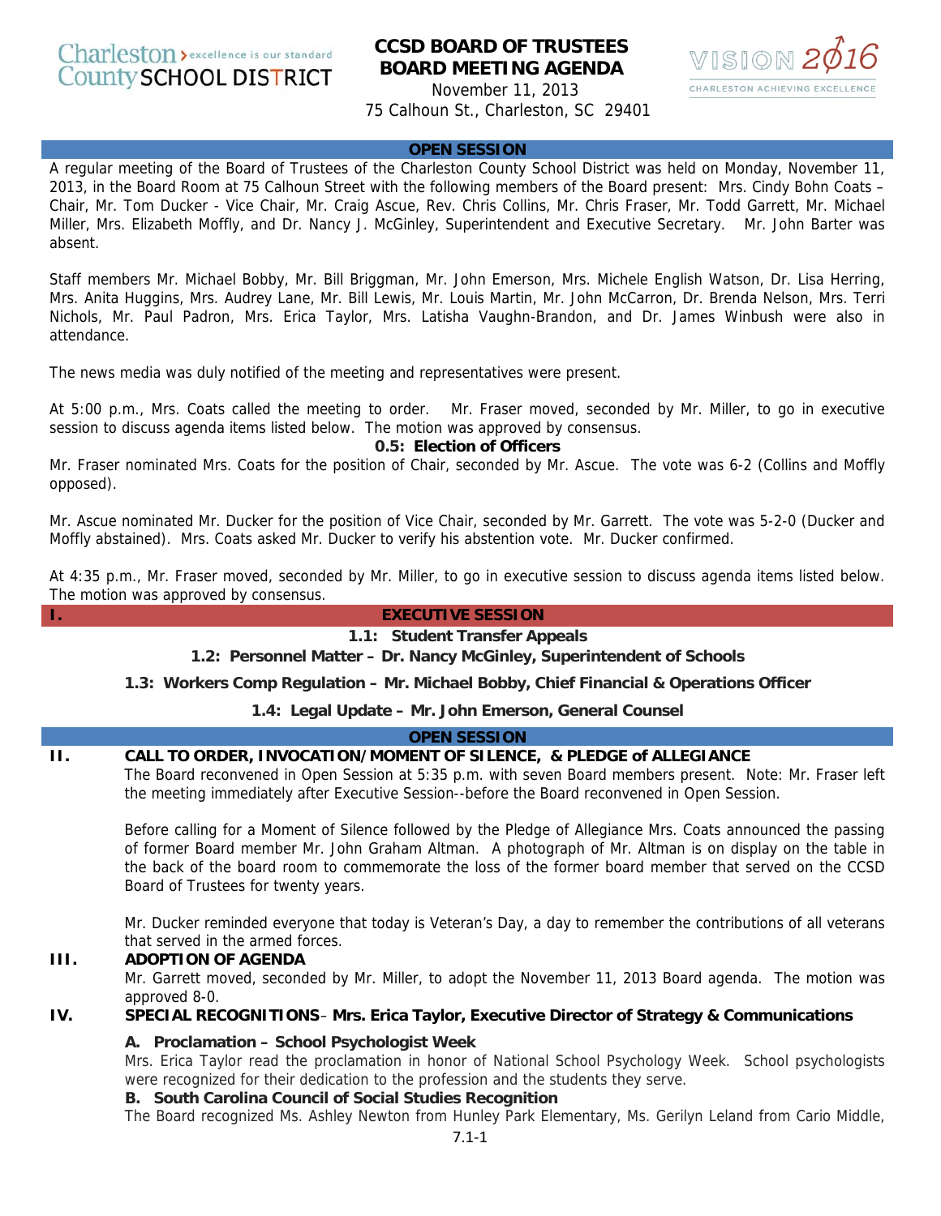Charleston County SCHOOL DISTRICT — excellence is our standard

# CCSD BOARD OF TRUSTEES BOARD MEETING AGENDA

November 11, 2013
75 Calhoun St., Charleston, SC 29401

VISION 2016 — CHARLESTON ACHIEVING EXCELLENCE

## OPEN SESSION

A regular meeting of the Board of Trustees of the Charleston County School District was held on Monday, November 11, 2013, in the Board Room at 75 Calhoun Street with the following members of the Board present: Mrs. Cindy Bohn Coats – Chair, Mr. Tom Ducker - Vice Chair, Mr. Craig Ascue, Rev. Chris Collins, Mr. Chris Fraser, Mr. Todd Garrett, Mr. Michael Miller, Mrs. Elizabeth Moffly, and Dr. Nancy J. McGinley, Superintendent and Executive Secretary. Mr. John Barter was absent.

Staff members Mr. Michael Bobby, Mr. Bill Briggman, Mr. John Emerson, Mrs. Michele English Watson, Dr. Lisa Herring, Mrs. Anita Huggins, Mrs. Audrey Lane, Mr. Bill Lewis, Mr. Louis Martin, Mr. John McCarron, Dr. Brenda Nelson, Mrs. Terri Nichols, Mr. Paul Padron, Mrs. Erica Taylor, Mrs. Latisha Vaughn-Brandon, and Dr. James Winbush were also in attendance.

The news media was duly notified of the meeting and representatives were present.

At 5:00 p.m., Mrs. Coats called the meeting to order. Mr. Fraser moved, seconded by Mr. Miller, to go in executive session to discuss agenda items listed below. The motion was approved by consensus.

**0.5: Election of Officers**

Mr. Fraser nominated Mrs. Coats for the position of Chair, seconded by Mr. Ascue. The vote was 6-2 (Collins and Moffly opposed).

Mr. Ascue nominated Mr. Ducker for the position of Vice Chair, seconded by Mr. Garrett. The vote was 5-2-0 (Ducker and Moffly abstained). Mrs. Coats asked Mr. Ducker to verify his abstention vote. Mr. Ducker confirmed.

At 4:35 p.m., Mr. Fraser moved, seconded by Mr. Miller, to go in executive session to discuss agenda items listed below. The motion was approved by consensus.

## I. EXECUTIVE SESSION

**1.1: Student Transfer Appeals**

**1.2: Personnel Matter – Dr. Nancy McGinley, Superintendent of Schools**

**1.3: Workers Comp Regulation – Mr. Michael Bobby, Chief Financial & Operations Officer**

**1.4: Legal Update – Mr. John Emerson, General Counsel**

## OPEN SESSION

### II. CALL TO ORDER, INVOCATION/MOMENT OF SILENCE, & PLEDGE of ALLEGIANCE

The Board reconvened in Open Session at 5:35 p.m. with seven Board members present. Note: Mr. Fraser left the meeting immediately after Executive Session--before the Board reconvened in Open Session.

Before calling for a Moment of Silence followed by the Pledge of Allegiance Mrs. Coats announced the passing of former Board member Mr. John Graham Altman. A photograph of Mr. Altman is on display on the table in the back of the board room to commemorate the loss of the former board member that served on the CCSD Board of Trustees for twenty years.

Mr. Ducker reminded everyone that today is Veteran's Day, a day to remember the contributions of all veterans that served in the armed forces.

### III. ADOPTION OF AGENDA

Mr. Garrett moved, seconded by Mr. Miller, to adopt the November 11, 2013 Board agenda. The motion was approved 8-0.

### IV. SPECIAL RECOGNITIONS – Mrs. Erica Taylor, Executive Director of Strategy & Communications

**A. Proclamation – School Psychologist Week**

Mrs. Erica Taylor read the proclamation in honor of National School Psychology Week. School psychologists were recognized for their dedication to the profession and the students they serve.

**B. South Carolina Council of Social Studies Recognition**

The Board recognized Ms. Ashley Newton from Hunley Park Elementary, Ms. Gerilyn Leland from Cario Middle,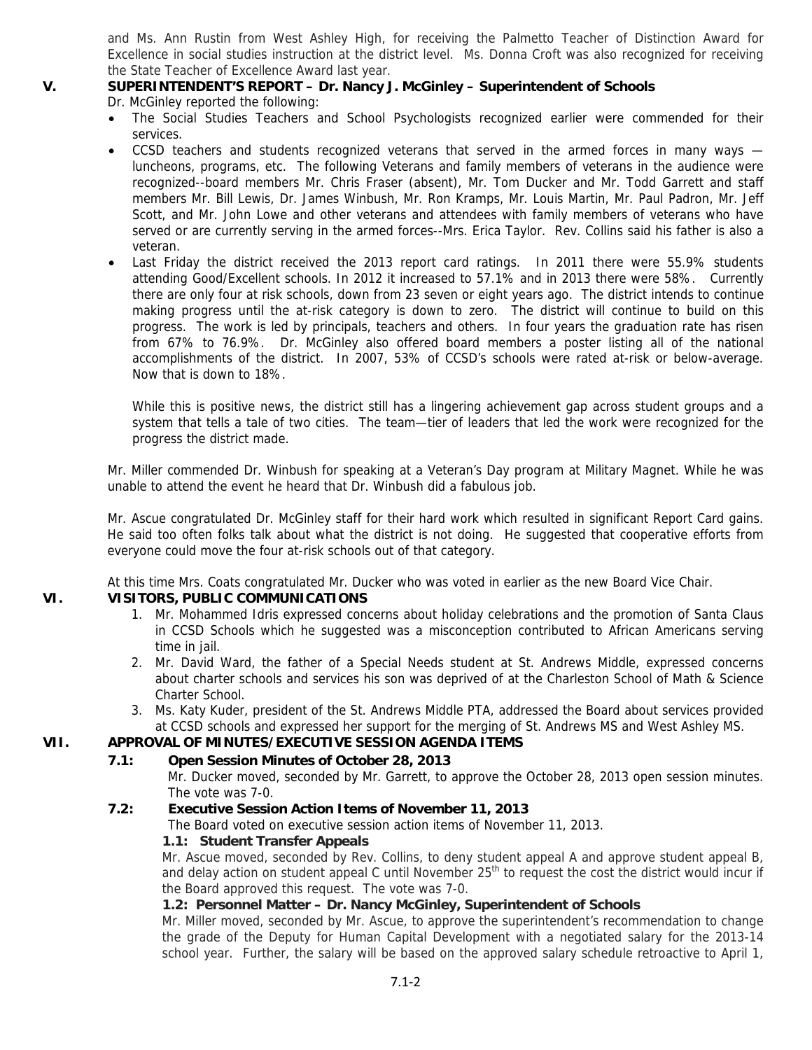and Ms. Ann Rustin from West Ashley High, for receiving the Palmetto Teacher of Distinction Award for Excellence in social studies instruction at the district level. Ms. Donna Croft was also recognized for receiving the State Teacher of Excellence Award last year.

## V. SUPERINTENDENT'S REPORT – Dr. Nancy J. McGinley – Superintendent of Schools

Dr. McGinley reported the following:

- The Social Studies Teachers and School Psychologists recognized earlier were commended for their services.
- CCSD teachers and students recognized veterans that served in the armed forces in many ways — luncheons, programs, etc. The following Veterans and family members of veterans in the audience were recognized--board members Mr. Chris Fraser (absent), Mr. Tom Ducker and Mr. Todd Garrett and staff members Mr. Bill Lewis, Dr. James Winbush, Mr. Ron Kramps, Mr. Louis Martin, Mr. Paul Padron, Mr. Jeff Scott, and Mr. John Lowe and other veterans and attendees with family members of veterans who have served or are currently serving in the armed forces--Mrs. Erica Taylor. Rev. Collins said his father is also a veteran.
- Last Friday the district received the 2013 report card ratings. In 2011 there were 55.9% students attending Good/Excellent schools. In 2012 it increased to 57.1% and in 2013 there were 58%. Currently there are only four at risk schools, down from 23 seven or eight years ago. The district intends to continue making progress until the at-risk category is down to zero. The district will continue to build on this progress. The work is led by principals, teachers and others. In four years the graduation rate has risen from 67% to 76.9%. Dr. McGinley also offered board members a poster listing all of the national accomplishments of the district. In 2007, 53% of CCSD's schools were rated at-risk or below-average. Now that is down to 18%.

  While this is positive news, the district still has a lingering achievement gap across student groups and a system that tells a tale of two cities. The team—tier of leaders that led the work were recognized for the progress the district made.

Mr. Miller commended Dr. Winbush for speaking at a Veteran's Day program at Military Magnet. While he was unable to attend the event he heard that Dr. Winbush did a fabulous job.

Mr. Ascue congratulated Dr. McGinley staff for their hard work which resulted in significant Report Card gains. He said too often folks talk about what the district is not doing. He suggested that cooperative efforts from everyone could move the four at-risk schools out of that category.

At this time Mrs. Coats congratulated Mr. Ducker who was voted in earlier as the new Board Vice Chair.

## VI. VISITORS, PUBLIC COMMUNICATIONS

1. Mr. Mohammed Idris expressed concerns about holiday celebrations and the promotion of Santa Claus in CCSD Schools which he suggested was a misconception contributed to African Americans serving time in jail.
2. Mr. David Ward, the father of a Special Needs student at St. Andrews Middle, expressed concerns about charter schools and services his son was deprived of at the Charleston School of Math & Science Charter School.
3. Ms. Katy Kuder, president of the St. Andrews Middle PTA, addressed the Board about services provided at CCSD schools and expressed her support for the merging of St. Andrews MS and West Ashley MS.

## VII. APPROVAL OF MINUTES/EXECUTIVE SESSION AGENDA ITEMS

### 7.1: Open Session Minutes of October 28, 2013

Mr. Ducker moved, seconded by Mr. Garrett, to approve the October 28, 2013 open session minutes. The vote was 7-0.

### 7.2: Executive Session Action Items of November 11, 2013

The Board voted on executive session action items of November 11, 2013.

**1.1: Student Transfer Appeals**

Mr. Ascue moved, seconded by Rev. Collins, to deny student appeal A and approve student appeal B, and delay action on student appeal C until November 25th to request the cost the district would incur if the Board approved this request. The vote was 7-0.

**1.2: Personnel Matter – Dr. Nancy McGinley, Superintendent of Schools**

Mr. Miller moved, seconded by Mr. Ascue, to approve the superintendent's recommendation to change the grade of the Deputy for Human Capital Development with a negotiated salary for the 2013-14 school year. Further, the salary will be based on the approved salary schedule retroactive to April 1,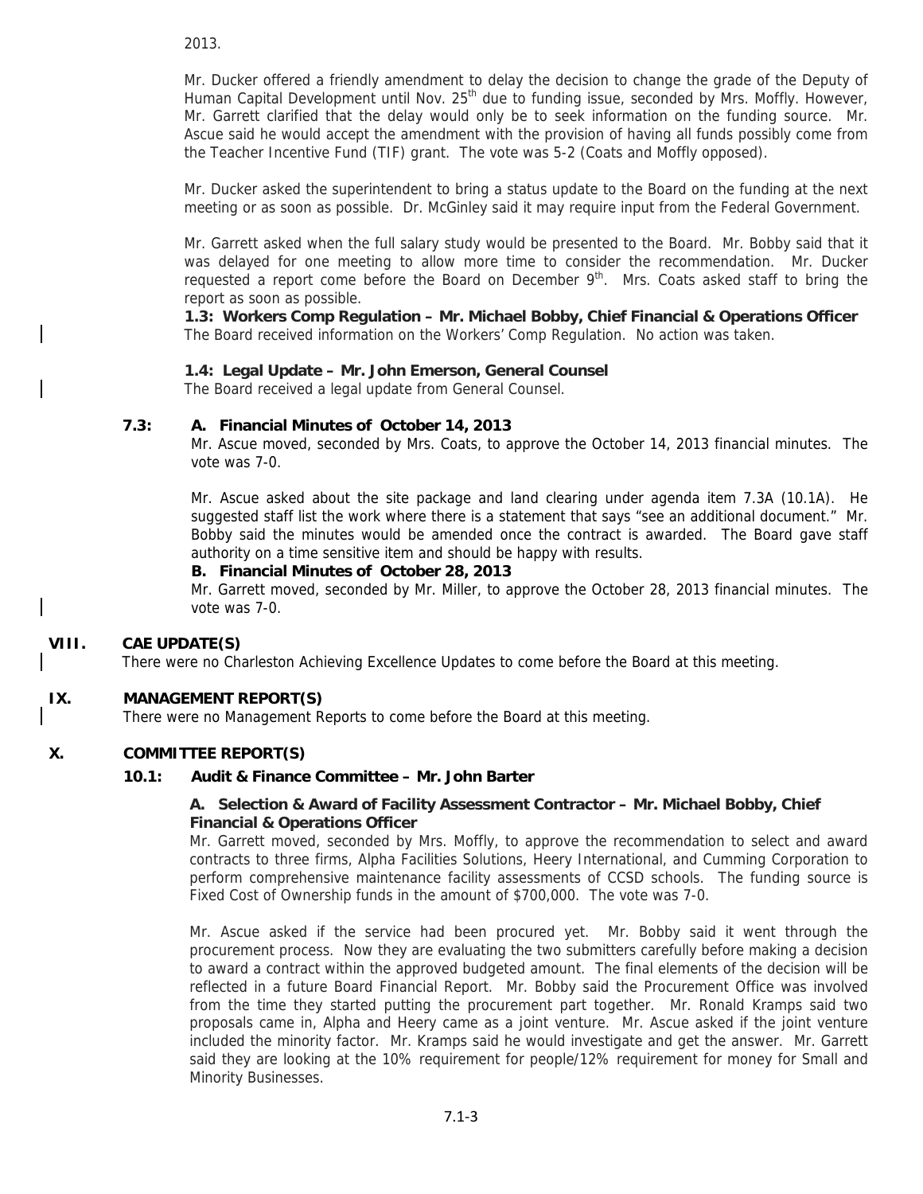2013.

Mr. Ducker offered a friendly amendment to delay the decision to change the grade of the Deputy of Human Capital Development until Nov. 25th due to funding issue, seconded by Mrs. Moffly. However, Mr. Garrett clarified that the delay would only be to seek information on the funding source. Mr. Ascue said he would accept the amendment with the provision of having all funds possibly come from the Teacher Incentive Fund (TIF) grant. The vote was 5-2 (Coats and Moffly opposed).

Mr. Ducker asked the superintendent to bring a status update to the Board on the funding at the next meeting or as soon as possible. Dr. McGinley said it may require input from the Federal Government.

Mr. Garrett asked when the full salary study would be presented to the Board. Mr. Bobby said that it was delayed for one meeting to allow more time to consider the recommendation. Mr. Ducker requested a report come before the Board on December 9th. Mrs. Coats asked staff to bring the report as soon as possible.

**1.3: Workers Comp Regulation – Mr. Michael Bobby, Chief Financial & Operations Officer**

The Board received information on the Workers' Comp Regulation. No action was taken.

**1.4: Legal Update – Mr. John Emerson, General Counsel**

The Board received a legal update from General Counsel.

**7.3: A. Financial Minutes of October 14, 2013**

Mr. Ascue moved, seconded by Mrs. Coats, to approve the October 14, 2013 financial minutes. The vote was 7-0.

Mr. Ascue asked about the site package and land clearing under agenda item 7.3A (10.1A). He suggested staff list the work where there is a statement that says "see an additional document." Mr. Bobby said the minutes would be amended once the contract is awarded. The Board gave staff authority on a time sensitive item and should be happy with results.

**B. Financial Minutes of October 28, 2013**

Mr. Garrett moved, seconded by Mr. Miller, to approve the October 28, 2013 financial minutes. The vote was 7-0.

## VIII. CAE UPDATE(S)

There were no Charleston Achieving Excellence Updates to come before the Board at this meeting.

## IX. MANAGEMENT REPORT(S)

There were no Management Reports to come before the Board at this meeting.

## X. COMMITTEE REPORT(S)

### 10.1: Audit & Finance Committee – Mr. John Barter

**A. Selection & Award of Facility Assessment Contractor – Mr. Michael Bobby, Chief Financial & Operations Officer**

Mr. Garrett moved, seconded by Mrs. Moffly, to approve the recommendation to select and award contracts to three firms, Alpha Facilities Solutions, Heery International, and Cumming Corporation to perform comprehensive maintenance facility assessments of CCSD schools. The funding source is Fixed Cost of Ownership funds in the amount of $700,000. The vote was 7-0.

Mr. Ascue asked if the service had been procured yet. Mr. Bobby said it went through the procurement process. Now they are evaluating the two submitters carefully before making a decision to award a contract within the approved budgeted amount. The final elements of the decision will be reflected in a future Board Financial Report. Mr. Bobby said the Procurement Office was involved from the time they started putting the procurement part together. Mr. Ronald Kramps said two proposals came in, Alpha and Heery came as a joint venture. Mr. Ascue asked if the joint venture included the minority factor. Mr. Kramps said he would investigate and get the answer. Mr. Garrett said they are looking at the 10% requirement for people/12% requirement for money for Small and Minority Businesses.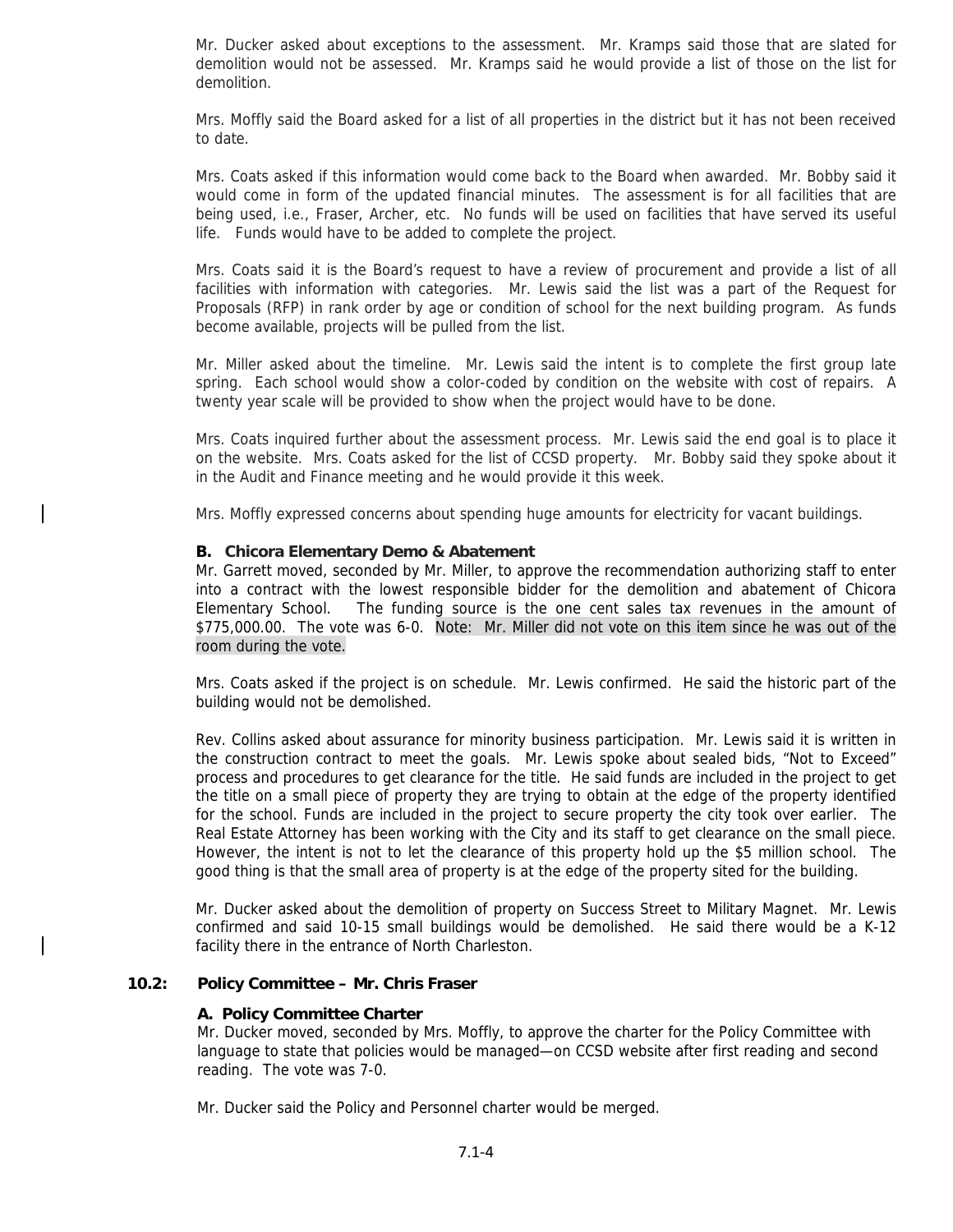Mr. Ducker asked about exceptions to the assessment. Mr. Kramps said those that are slated for demolition would not be assessed. Mr. Kramps said he would provide a list of those on the list for demolition.

Mrs. Moffly said the Board asked for a list of all properties in the district but it has not been received to date.

Mrs. Coats asked if this information would come back to the Board when awarded. Mr. Bobby said it would come in form of the updated financial minutes. The assessment is for all facilities that are being used, i.e., Fraser, Archer, etc. No funds will be used on facilities that have served its useful life. Funds would have to be added to complete the project.

Mrs. Coats said it is the Board's request to have a review of procurement and provide a list of all facilities with information with categories. Mr. Lewis said the list was a part of the Request for Proposals (RFP) in rank order by age or condition of school for the next building program. As funds become available, projects will be pulled from the list.

Mr. Miller asked about the timeline. Mr. Lewis said the intent is to complete the first group late spring. Each school would show a color-coded by condition on the website with cost of repairs. A twenty year scale will be provided to show when the project would have to be done.

Mrs. Coats inquired further about the assessment process. Mr. Lewis said the end goal is to place it on the website. Mrs. Coats asked for the list of CCSD property. Mr. Bobby said they spoke about it in the Audit and Finance meeting and he would provide it this week.

Mrs. Moffly expressed concerns about spending huge amounts for electricity for vacant buildings.

**B. Chicora Elementary Demo & Abatement**

Mr. Garrett moved, seconded by Mr. Miller, to approve the recommendation authorizing staff to enter into a contract with the lowest responsible bidder for the demolition and abatement of Chicora Elementary School. The funding source is the one cent sales tax revenues in the amount of $775,000.00. The vote was 6-0. Note: Mr. Miller did not vote on this item since he was out of the room during the vote.

Mrs. Coats asked if the project is on schedule. Mr. Lewis confirmed. He said the historic part of the building would not be demolished.

Rev. Collins asked about assurance for minority business participation. Mr. Lewis said it is written in the construction contract to meet the goals. Mr. Lewis spoke about sealed bids, "Not to Exceed" process and procedures to get clearance for the title. He said funds are included in the project to get the title on a small piece of property they are trying to obtain at the edge of the property identified for the school. Funds are included in the project to secure property the city took over earlier. The Real Estate Attorney has been working with the City and its staff to get clearance on the small piece. However, the intent is not to let the clearance of this property hold up the $5 million school. The good thing is that the small area of property is at the edge of the property sited for the building.

Mr. Ducker asked about the demolition of property on Success Street to Military Magnet. Mr. Lewis confirmed and said 10-15 small buildings would be demolished. He said there would be a K-12 facility there in the entrance of North Charleston.

**10.2: Policy Committee – Mr. Chris Fraser**

**A. Policy Committee Charter**

Mr. Ducker moved, seconded by Mrs. Moffly, to approve the charter for the Policy Committee with language to state that policies would be managed—on CCSD website after first reading and second reading. The vote was 7-0.

Mr. Ducker said the Policy and Personnel charter would be merged.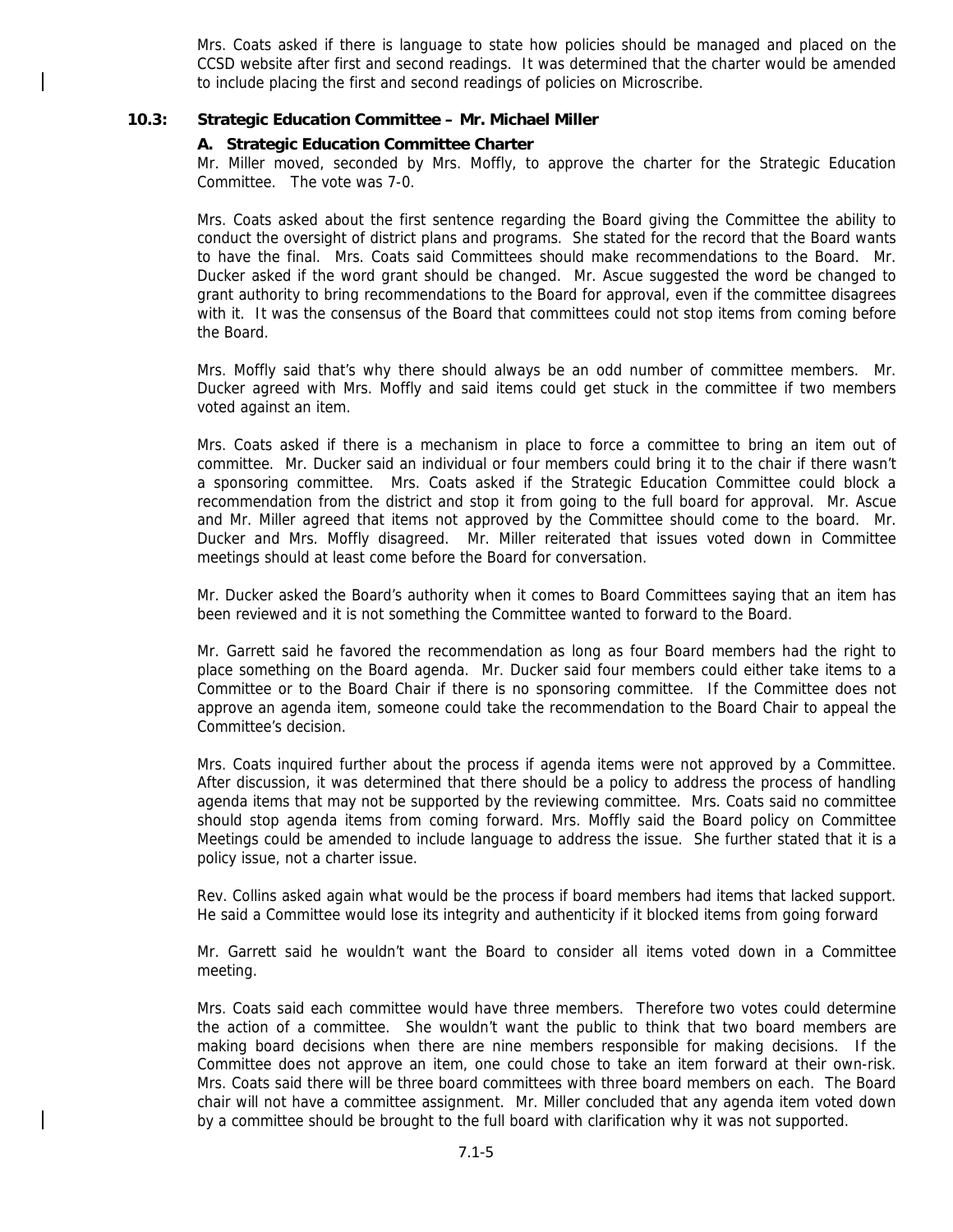Mrs. Coats asked if there is language to state how policies should be managed and placed on the CCSD website after first and second readings. It was determined that the charter would be amended to include placing the first and second readings of policies on Microscribe.

**10.3: Strategic Education Committee – Mr. Michael Miller**

**A. Strategic Education Committee Charter**

Mr. Miller moved, seconded by Mrs. Moffly, to approve the charter for the Strategic Education Committee. The vote was 7-0.

Mrs. Coats asked about the first sentence regarding the Board giving the Committee the ability to conduct the oversight of district plans and programs. She stated for the record that the Board wants to have the final. Mrs. Coats said Committees should make recommendations to the Board. Mr. Ducker asked if the word grant should be changed. Mr. Ascue suggested the word be changed to grant authority to bring recommendations to the Board for approval, even if the committee disagrees with it. It was the consensus of the Board that committees could not stop items from coming before the Board.

Mrs. Moffly said that's why there should always be an odd number of committee members. Mr. Ducker agreed with Mrs. Moffly and said items could get stuck in the committee if two members voted against an item.

Mrs. Coats asked if there is a mechanism in place to force a committee to bring an item out of committee. Mr. Ducker said an individual or four members could bring it to the chair if there wasn't a sponsoring committee. Mrs. Coats asked if the Strategic Education Committee could block a recommendation from the district and stop it from going to the full board for approval. Mr. Ascue and Mr. Miller agreed that items not approved by the Committee should come to the board. Mr. Ducker and Mrs. Moffly disagreed. Mr. Miller reiterated that issues voted down in Committee meetings should at least come before the Board for conversation.

Mr. Ducker asked the Board's authority when it comes to Board Committees saying that an item has been reviewed and it is not something the Committee wanted to forward to the Board.

Mr. Garrett said he favored the recommendation as long as four Board members had the right to place something on the Board agenda. Mr. Ducker said four members could either take items to a Committee or to the Board Chair if there is no sponsoring committee. If the Committee does not approve an agenda item, someone could take the recommendation to the Board Chair to appeal the Committee's decision.

Mrs. Coats inquired further about the process if agenda items were not approved by a Committee. After discussion, it was determined that there should be a policy to address the process of handling agenda items that may not be supported by the reviewing committee. Mrs. Coats said no committee should stop agenda items from coming forward. Mrs. Moffly said the Board policy on Committee Meetings could be amended to include language to address the issue. She further stated that it is a policy issue, not a charter issue.

Rev. Collins asked again what would be the process if board members had items that lacked support. He said a Committee would lose its integrity and authenticity if it blocked items from going forward

Mr. Garrett said he wouldn't want the Board to consider all items voted down in a Committee meeting.

Mrs. Coats said each committee would have three members. Therefore two votes could determine the action of a committee. She wouldn't want the public to think that two board members are making board decisions when there are nine members responsible for making decisions. If the Committee does not approve an item, one could chose to take an item forward at their own-risk. Mrs. Coats said there will be three board committees with three board members on each. The Board chair will not have a committee assignment. Mr. Miller concluded that any agenda item voted down by a committee should be brought to the full board with clarification why it was not supported.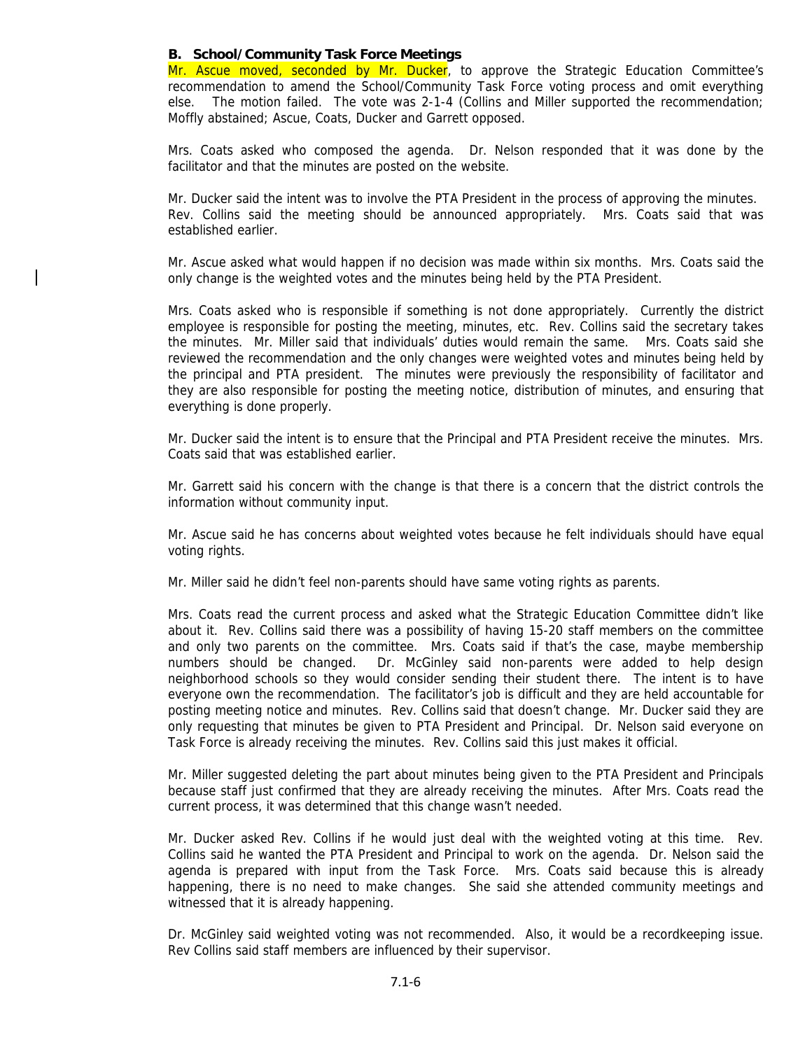**B. School/Community Task Force Meetings**

Mr. Ascue moved, seconded by Mr. Ducker, to approve the Strategic Education Committee's recommendation to amend the School/Community Task Force voting process and omit everything else. The motion failed. The vote was 2-1-4 (Collins and Miller supported the recommendation; Moffly abstained; Ascue, Coats, Ducker and Garrett opposed.

Mrs. Coats asked who composed the agenda. Dr. Nelson responded that it was done by the facilitator and that the minutes are posted on the website.

Mr. Ducker said the intent was to involve the PTA President in the process of approving the minutes. Rev. Collins said the meeting should be announced appropriately. Mrs. Coats said that was established earlier.

Mr. Ascue asked what would happen if no decision was made within six months. Mrs. Coats said the only change is the weighted votes and the minutes being held by the PTA President.

Mrs. Coats asked who is responsible if something is not done appropriately. Currently the district employee is responsible for posting the meeting, minutes, etc. Rev. Collins said the secretary takes the minutes. Mr. Miller said that individuals' duties would remain the same. Mrs. Coats said she reviewed the recommendation and the only changes were weighted votes and minutes being held by the principal and PTA president. The minutes were previously the responsibility of facilitator and they are also responsible for posting the meeting notice, distribution of minutes, and ensuring that everything is done properly.

Mr. Ducker said the intent is to ensure that the Principal and PTA President receive the minutes. Mrs. Coats said that was established earlier.

Mr. Garrett said his concern with the change is that there is a concern that the district controls the information without community input.

Mr. Ascue said he has concerns about weighted votes because he felt individuals should have equal voting rights.

Mr. Miller said he didn't feel non-parents should have same voting rights as parents.

Mrs. Coats read the current process and asked what the Strategic Education Committee didn't like about it. Rev. Collins said there was a possibility of having 15-20 staff members on the committee and only two parents on the committee. Mrs. Coats said if that's the case, maybe membership numbers should be changed. Dr. McGinley said non-parents were added to help design neighborhood schools so they would consider sending their student there. The intent is to have everyone own the recommendation. The facilitator's job is difficult and they are held accountable for posting meeting notice and minutes. Rev. Collins said that doesn't change. Mr. Ducker said they are only requesting that minutes be given to PTA President and Principal. Dr. Nelson said everyone on Task Force is already receiving the minutes. Rev. Collins said this just makes it official.

Mr. Miller suggested deleting the part about minutes being given to the PTA President and Principals because staff just confirmed that they are already receiving the minutes. After Mrs. Coats read the current process, it was determined that this change wasn't needed.

Mr. Ducker asked Rev. Collins if he would just deal with the weighted voting at this time. Rev. Collins said he wanted the PTA President and Principal to work on the agenda. Dr. Nelson said the agenda is prepared with input from the Task Force. Mrs. Coats said because this is already happening, there is no need to make changes. She said she attended community meetings and witnessed that it is already happening.

Dr. McGinley said weighted voting was not recommended. Also, it would be a recordkeeping issue. Rev Collins said staff members are influenced by their supervisor.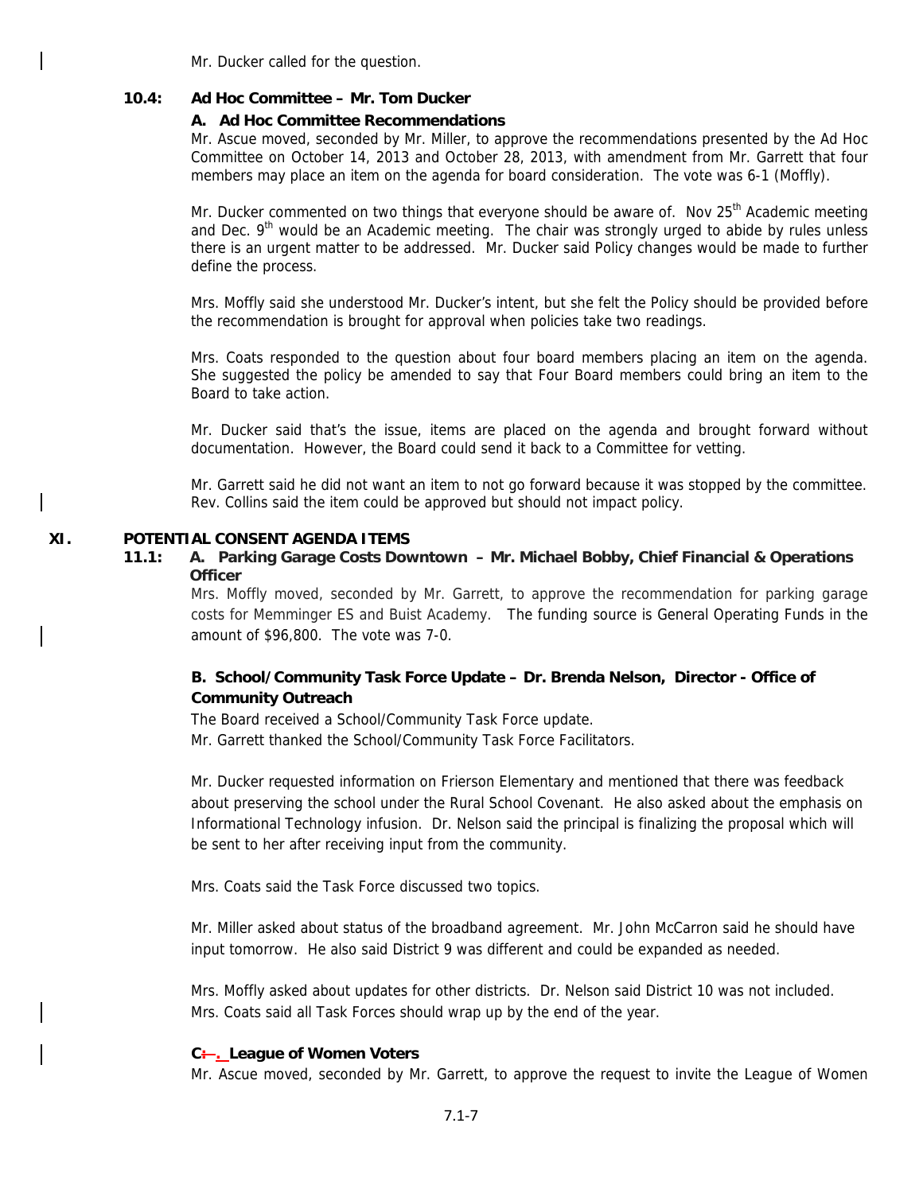Mr. Ducker called for the question.

**10.4: Ad Hoc Committee – Mr. Tom Ducker**

**A. Ad Hoc Committee Recommendations**

Mr. Ascue moved, seconded by Mr. Miller, to approve the recommendations presented by the Ad Hoc Committee on October 14, 2013 and October 28, 2013, with amendment from Mr. Garrett that four members may place an item on the agenda for board consideration. The vote was 6-1 (Moffly).

Mr. Ducker commented on two things that everyone should be aware of. Nov 25th Academic meeting and Dec. 9th would be an Academic meeting. The chair was strongly urged to abide by rules unless there is an urgent matter to be addressed. Mr. Ducker said Policy changes would be made to further define the process.

Mrs. Moffly said she understood Mr. Ducker's intent, but she felt the Policy should be provided before the recommendation is brought for approval when policies take two readings.

Mrs. Coats responded to the question about four board members placing an item on the agenda. She suggested the policy be amended to say that Four Board members could bring an item to the Board to take action.

Mr. Ducker said that's the issue, items are placed on the agenda and brought forward without documentation. However, the Board could send it back to a Committee for vetting.

Mr. Garrett said he did not want an item to not go forward because it was stopped by the committee. Rev. Collins said the item could be approved but should not impact policy.

## XI. POTENTIAL CONSENT AGENDA ITEMS

**11.1: A. Parking Garage Costs Downtown – Mr. Michael Bobby, Chief Financial & Operations Officer**

Mrs. Moffly moved, seconded by Mr. Garrett, to approve the recommendation for parking garage costs for Memminger ES and Buist Academy. The funding source is General Operating Funds in the amount of $96,800. The vote was 7-0.

**B. School/Community Task Force Update – Dr. Brenda Nelson, Director - Office of Community Outreach**

The Board received a School/Community Task Force update.
Mr. Garrett thanked the School/Community Task Force Facilitators.

Mr. Ducker requested information on Frierson Elementary and mentioned that there was feedback about preserving the school under the Rural School Covenant. He also asked about the emphasis on Informational Technology infusion. Dr. Nelson said the principal is finalizing the proposal which will be sent to her after receiving input from the community.

Mrs. Coats said the Task Force discussed two topics.

Mr. Miller asked about status of the broadband agreement. Mr. John McCarron said he should have input tomorrow. He also said District 9 was different and could be expanded as needed.

Mrs. Moffly asked about updates for other districts. Dr. Nelson said District 10 was not included. Mrs. Coats said all Task Forces should wrap up by the end of the year.

**C. League of Women Voters**

Mr. Ascue moved, seconded by Mr. Garrett, to approve the request to invite the League of Women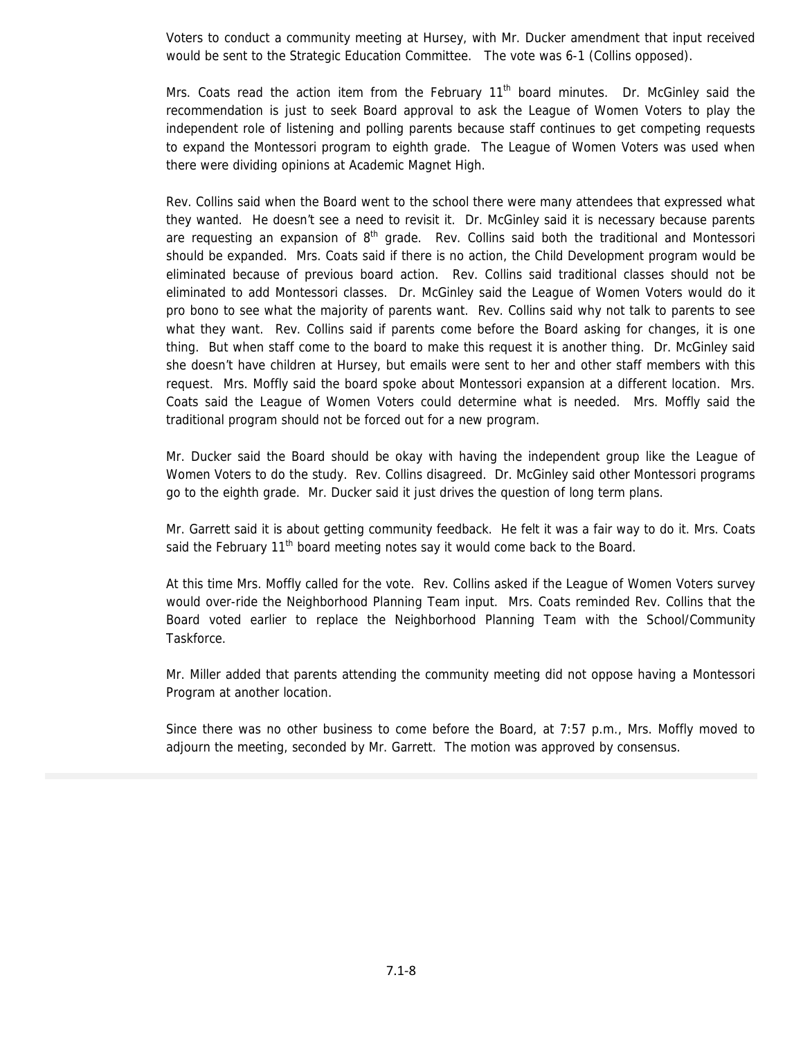Voters to conduct a community meeting at Hursey, with Mr. Ducker amendment that input received would be sent to the Strategic Education Committee. The vote was 6-1 (Collins opposed).

Mrs. Coats read the action item from the February 11th board minutes. Dr. McGinley said the recommendation is just to seek Board approval to ask the League of Women Voters to play the independent role of listening and polling parents because staff continues to get competing requests to expand the Montessori program to eighth grade. The League of Women Voters was used when there were dividing opinions at Academic Magnet High.

Rev. Collins said when the Board went to the school there were many attendees that expressed what they wanted. He doesn't see a need to revisit it. Dr. McGinley said it is necessary because parents are requesting an expansion of 8th grade. Rev. Collins said both the traditional and Montessori should be expanded. Mrs. Coats said if there is no action, the Child Development program would be eliminated because of previous board action. Rev. Collins said traditional classes should not be eliminated to add Montessori classes. Dr. McGinley said the League of Women Voters would do it pro bono to see what the majority of parents want. Rev. Collins said why not talk to parents to see what they want. Rev. Collins said if parents come before the Board asking for changes, it is one thing. But when staff come to the board to make this request it is another thing. Dr. McGinley said she doesn't have children at Hursey, but emails were sent to her and other staff members with this request. Mrs. Moffly said the board spoke about Montessori expansion at a different location. Mrs. Coats said the League of Women Voters could determine what is needed. Mrs. Moffly said the traditional program should not be forced out for a new program.

Mr. Ducker said the Board should be okay with having the independent group like the League of Women Voters to do the study. Rev. Collins disagreed. Dr. McGinley said other Montessori programs go to the eighth grade. Mr. Ducker said it just drives the question of long term plans.

Mr. Garrett said it is about getting community feedback. He felt it was a fair way to do it. Mrs. Coats said the February 11th board meeting notes say it would come back to the Board.

At this time Mrs. Moffly called for the vote. Rev. Collins asked if the League of Women Voters survey would over-ride the Neighborhood Planning Team input. Mrs. Coats reminded Rev. Collins that the Board voted earlier to replace the Neighborhood Planning Team with the School/Community Taskforce.

Mr. Miller added that parents attending the community meeting did not oppose having a Montessori Program at another location.

Since there was no other business to come before the Board, at 7:57 p.m., Mrs. Moffly moved to adjourn the meeting, seconded by Mr. Garrett. The motion was approved by consensus.